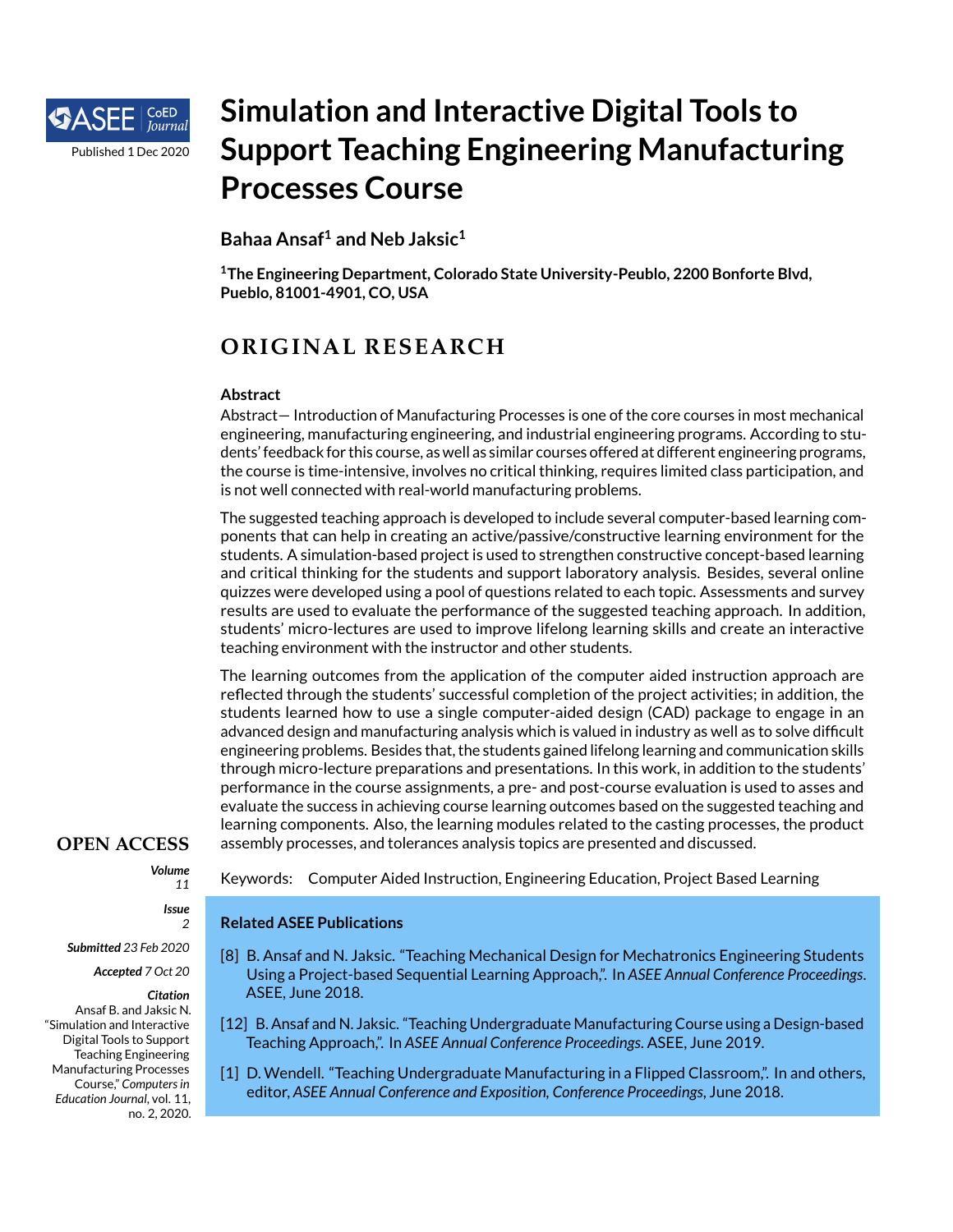# Simulation and Interactive Digital Tools to Support Teaching Engineering Manufacturing Processes Course

**Bahaa Ansaf[1] and Neb Jaksic[1]**

**[1]The Engineering Department, Colorado State University-Peublo, 2200 Bonforte Blvd, Pueblo, 81001-4901, CO, USA**

## ORIGINAL RESEARCH

**Abstract**

Abstract— Introduction of Manufacturing Processes is one of the core courses in most mechanical engineering, manufacturing engineering, and industrial engineering programs. According to students' feedback for this course, as well as similar courses offered at different engineering programs, the course is time-intensive, involves no critical thinking, requires limited class participation, and is not well connected with real-world manufacturing problems.

The suggested teaching approach is developed to include several computer-based learning components that can help in creating an active/passive/constructive learning environment for the students. A simulation-based project is used to strengthen constructive concept-based learning and critical thinking for the students and support laboratory analysis. Besides, several online quizzes were developed using a pool of questions related to each topic. Assessments and survey results are used to evaluate the performance of the suggested teaching approach. In addition, students' micro-lectures are used to improve lifelong learning skills and create an interactive teaching environment with the instructor and other students.

The learning outcomes from the application of the computer aided instruction approach are reflected through the students' successful completion of the project activities; in addition, the students learned how to use a single computer-aided design (CAD) package to engage in an advanced design and manufacturing analysis which is valued in industry as well as to solve difficult engineering problems. Besides that, the students gained lifelong learning and communication skills through micro-lecture preparations and presentations. In this work, in addition to the students' performance in the course assignments, a pre- and post-course evaluation is used to asses and evaluate the success in achieving course learning outcomes based on the suggested teaching and learning components. Also, the learning modules related to the casting processes, the product assembly processes, and tolerances analysis topics are presented and discussed.

Keywords: Computer Aided Instruction, Engineering Education, Project Based Learning

**Related ASEE Publications**

[8] B. Ansaf and N. Jaksic. "Teaching Mechanical Design for Mechatronics Engineering Students Using a Project-based Sequential Learning Approach,". In *ASEE Annual Conference Proceedings*. ASEE, June 2018.

[12] B. Ansaf and N. Jaksic. "Teaching Undergraduate Manufacturing Course using a Design-based Teaching Approach,". In *ASEE Annual Conference Proceedings*. ASEE, June 2019.

[1] D. Wendell. "Teaching Undergraduate Manufacturing in a Flipped Classroom,". In and others, editor, *ASEE Annual Conference and Exposition, Conference Proceedings*, June 2018.

**OPEN ACCESS**

***Volume*** *11*

***Issue*** *2*

***Submitted*** *23 Feb 2020*

***Accepted*** *7 Oct 20*

***Citation***

Ansaf B. and Jaksic N. "Simulation and Interactive Digital Tools to Support Teaching Engineering Manufacturing Processes Course," *Computers in Education Journal*, vol. 11, no. 2, 2020.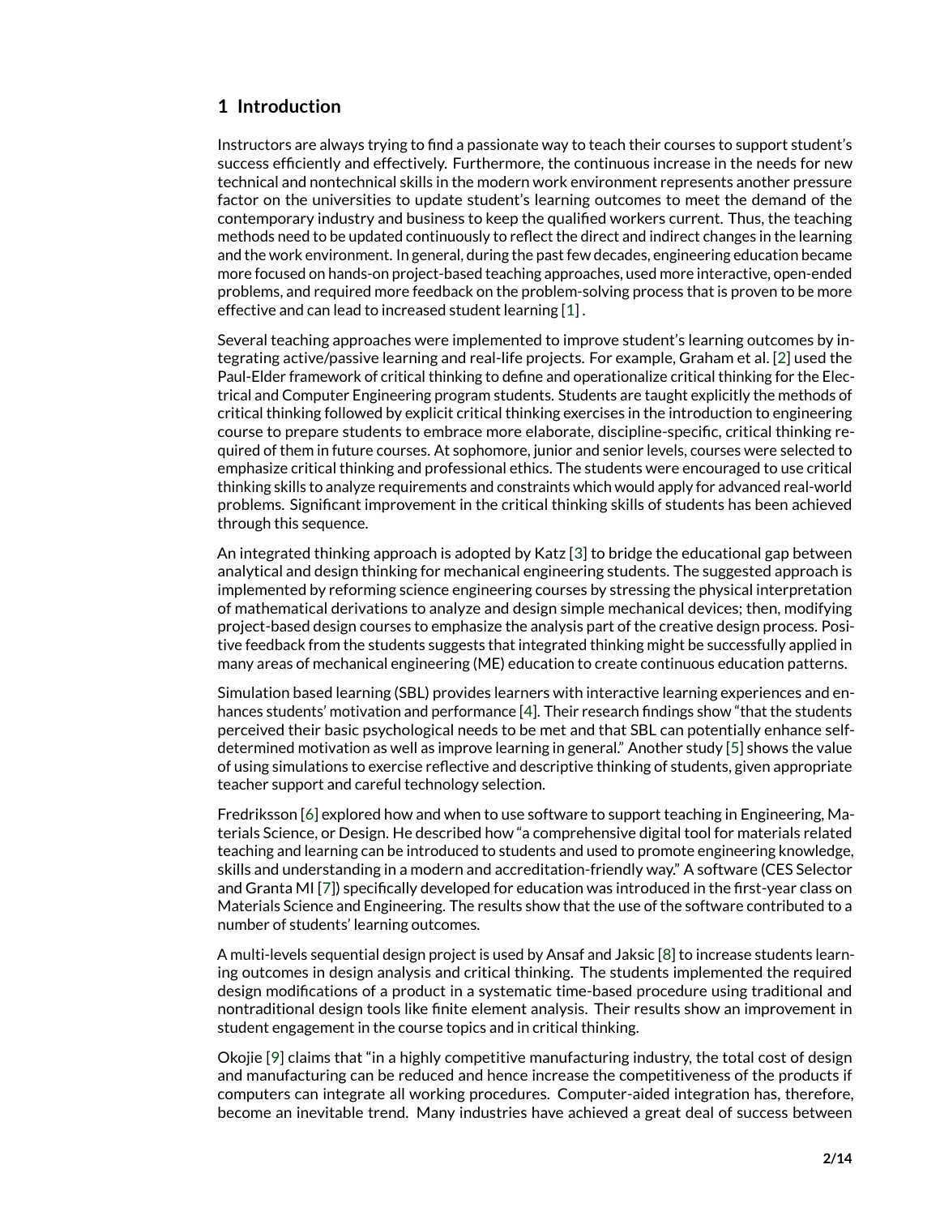## 1 Introduction

Instructors are always trying to find a passionate way to teach their courses to support student's success efficiently and effectively. Furthermore, the continuous increase in the needs for new technical and nontechnical skills in the modern work environment represents another pressure factor on the universities to update student's learning outcomes to meet the demand of the contemporary industry and business to keep the qualified workers current. Thus, the teaching methods need to be updated continuously to reflect the direct and indirect changes in the learning and the work environment. In general, during the past few decades, engineering education became more focused on hands-on project-based teaching approaches, used more interactive, open-ended problems, and required more feedback on the problem-solving process that is proven to be more effective and can lead to increased student learning [1] .

Several teaching approaches were implemented to improve student's learning outcomes by integrating active/passive learning and real-life projects. For example, Graham et al. [2] used the Paul-Elder framework of critical thinking to define and operationalize critical thinking for the Electrical and Computer Engineering program students. Students are taught explicitly the methods of critical thinking followed by explicit critical thinking exercises in the introduction to engineering course to prepare students to embrace more elaborate, discipline-specific, critical thinking required of them in future courses. At sophomore, junior and senior levels, courses were selected to emphasize critical thinking and professional ethics. The students were encouraged to use critical thinking skills to analyze requirements and constraints which would apply for advanced real-world problems. Significant improvement in the critical thinking skills of students has been achieved through this sequence.

An integrated thinking approach is adopted by Katz [3] to bridge the educational gap between analytical and design thinking for mechanical engineering students. The suggested approach is implemented by reforming science engineering courses by stressing the physical interpretation of mathematical derivations to analyze and design simple mechanical devices; then, modifying project-based design courses to emphasize the analysis part of the creative design process. Positive feedback from the students suggests that integrated thinking might be successfully applied in many areas of mechanical engineering (ME) education to create continuous education patterns.

Simulation based learning (SBL) provides learners with interactive learning experiences and enhances students' motivation and performance [4]. Their research findings show "that the students perceived their basic psychological needs to be met and that SBL can potentially enhance self-determined motivation as well as improve learning in general." Another study [5] shows the value of using simulations to exercise reflective and descriptive thinking of students, given appropriate teacher support and careful technology selection.

Fredriksson [6] explored how and when to use software to support teaching in Engineering, Materials Science, or Design. He described how "a comprehensive digital tool for materials related teaching and learning can be introduced to students and used to promote engineering knowledge, skills and understanding in a modern and accreditation-friendly way." A software (CES Selector and Granta MI [7]) specifically developed for education was introduced in the first-year class on Materials Science and Engineering. The results show that the use of the software contributed to a number of students' learning outcomes.

A multi-levels sequential design project is used by Ansaf and Jaksic [8] to increase students learning outcomes in design analysis and critical thinking. The students implemented the required design modifications of a product in a systematic time-based procedure using traditional and nontraditional design tools like finite element analysis. Their results show an improvement in student engagement in the course topics and in critical thinking.

Okojie [9] claims that "in a highly competitive manufacturing industry, the total cost of design and manufacturing can be reduced and hence increase the competitiveness of the products if computers can integrate all working procedures. Computer-aided integration has, therefore, become an inevitable trend. Many industries have achieved a great deal of success between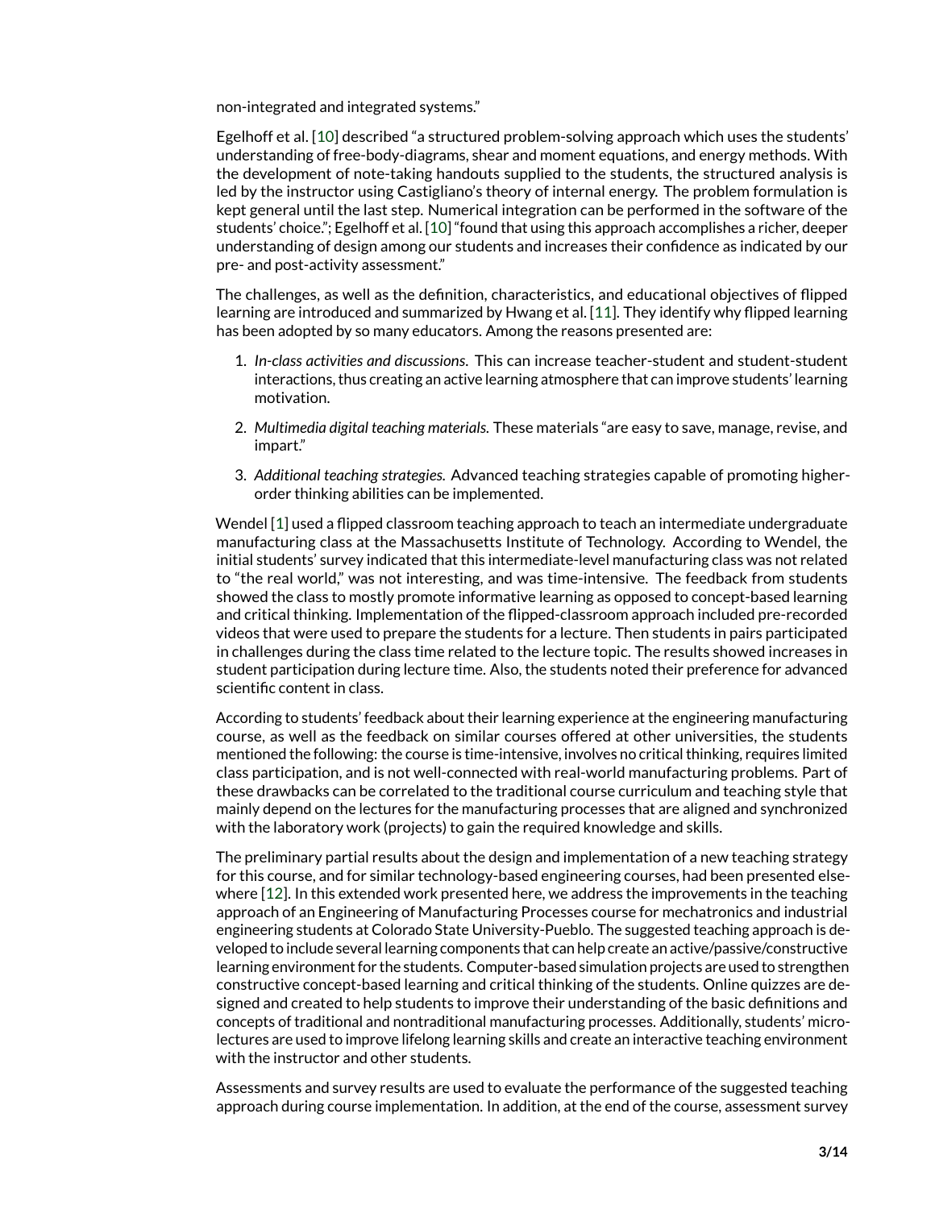non-integrated and integrated systems."

Egelhoff et al. [10] described "a structured problem-solving approach which uses the students' understanding of free-body-diagrams, shear and moment equations, and energy methods. With the development of note-taking handouts supplied to the students, the structured analysis is led by the instructor using Castigliano's theory of internal energy. The problem formulation is kept general until the last step. Numerical integration can be performed in the software of the students' choice."; Egelhoff et al. [10] "found that using this approach accomplishes a richer, deeper understanding of design among our students and increases their confidence as indicated by our pre- and post-activity assessment."

The challenges, as well as the definition, characteristics, and educational objectives of flipped learning are introduced and summarized by Hwang et al. [11]. They identify why flipped learning has been adopted by so many educators. Among the reasons presented are:

1. *In-class activities and discussions.* This can increase teacher-student and student-student interactions, thus creating an active learning atmosphere that can improve students' learning motivation.
2. *Multimedia digital teaching materials.* These materials "are easy to save, manage, revise, and impart."
3. *Additional teaching strategies.* Advanced teaching strategies capable of promoting higher-order thinking abilities can be implemented.

Wendel [1] used a flipped classroom teaching approach to teach an intermediate undergraduate manufacturing class at the Massachusetts Institute of Technology. According to Wendel, the initial students' survey indicated that this intermediate-level manufacturing class was not related to "the real world," was not interesting, and was time-intensive. The feedback from students showed the class to mostly promote informative learning as opposed to concept-based learning and critical thinking. Implementation of the flipped-classroom approach included pre-recorded videos that were used to prepare the students for a lecture. Then students in pairs participated in challenges during the class time related to the lecture topic. The results showed increases in student participation during lecture time. Also, the students noted their preference for advanced scientific content in class.

According to students' feedback about their learning experience at the engineering manufacturing course, as well as the feedback on similar courses offered at other universities, the students mentioned the following: the course is time-intensive, involves no critical thinking, requires limited class participation, and is not well-connected with real-world manufacturing problems. Part of these drawbacks can be correlated to the traditional course curriculum and teaching style that mainly depend on the lectures for the manufacturing processes that are aligned and synchronized with the laboratory work (projects) to gain the required knowledge and skills.

The preliminary partial results about the design and implementation of a new teaching strategy for this course, and for similar technology-based engineering courses, had been presented elsewhere [12]. In this extended work presented here, we address the improvements in the teaching approach of an Engineering of Manufacturing Processes course for mechatronics and industrial engineering students at Colorado State University-Pueblo. The suggested teaching approach is developed to include several learning components that can help create an active/passive/constructive learning environment for the students. Computer-based simulation projects are used to strengthen constructive concept-based learning and critical thinking of the students. Online quizzes are designed and created to help students to improve their understanding of the basic definitions and concepts of traditional and nontraditional manufacturing processes. Additionally, students' micro-lectures are used to improve lifelong learning skills and create an interactive teaching environment with the instructor and other students.

Assessments and survey results are used to evaluate the performance of the suggested teaching approach during course implementation. In addition, at the end of the course, assessment survey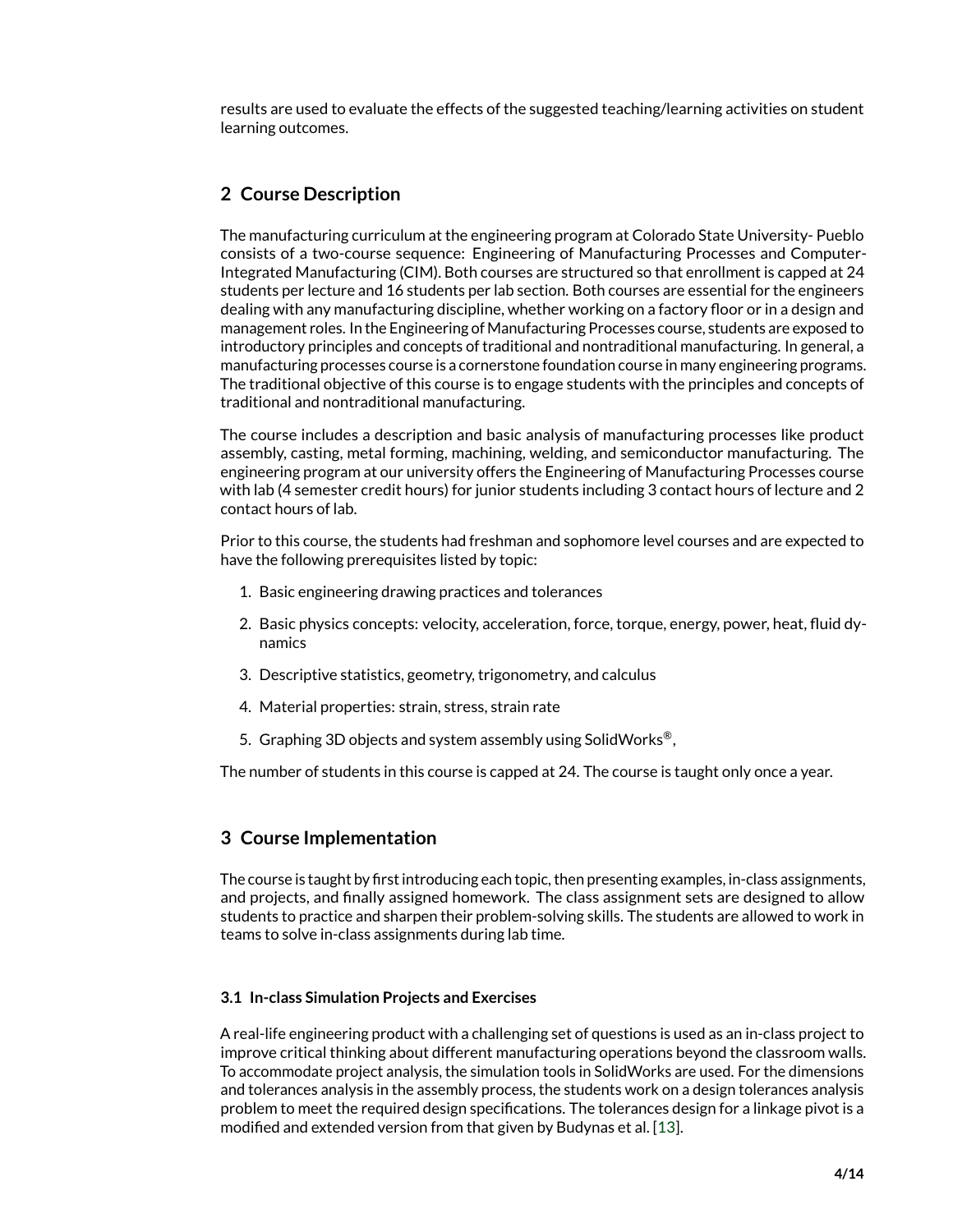results are used to evaluate the effects of the suggested teaching/learning activities on student learning outcomes.

## 2 Course Description

The manufacturing curriculum at the engineering program at Colorado State University- Pueblo consists of a two-course sequence: Engineering of Manufacturing Processes and Computer-Integrated Manufacturing (CIM). Both courses are structured so that enrollment is capped at 24 students per lecture and 16 students per lab section. Both courses are essential for the engineers dealing with any manufacturing discipline, whether working on a factory floor or in a design and management roles. In the Engineering of Manufacturing Processes course, students are exposed to introductory principles and concepts of traditional and nontraditional manufacturing. In general, a manufacturing processes course is a cornerstone foundation course in many engineering programs. The traditional objective of this course is to engage students with the principles and concepts of traditional and nontraditional manufacturing.

The course includes a description and basic analysis of manufacturing processes like product assembly, casting, metal forming, machining, welding, and semiconductor manufacturing. The engineering program at our university offers the Engineering of Manufacturing Processes course with lab (4 semester credit hours) for junior students including 3 contact hours of lecture and 2 contact hours of lab.

Prior to this course, the students had freshman and sophomore level courses and are expected to have the following prerequisites listed by topic:

1. Basic engineering drawing practices and tolerances
2. Basic physics concepts: velocity, acceleration, force, torque, energy, power, heat, fluid dynamics
3. Descriptive statistics, geometry, trigonometry, and calculus
4. Material properties: strain, stress, strain rate
5. Graphing 3D objects and system assembly using SolidWorks®,

The number of students in this course is capped at 24. The course is taught only once a year.

## 3 Course Implementation

The course is taught by first introducing each topic, then presenting examples, in-class assignments, and projects, and finally assigned homework. The class assignment sets are designed to allow students to practice and sharpen their problem-solving skills. The students are allowed to work in teams to solve in-class assignments during lab time.

### 3.1 In-class Simulation Projects and Exercises

A real-life engineering product with a challenging set of questions is used as an in-class project to improve critical thinking about different manufacturing operations beyond the classroom walls. To accommodate project analysis, the simulation tools in SolidWorks are used. For the dimensions and tolerances analysis in the assembly process, the students work on a design tolerances analysis problem to meet the required design specifications. The tolerances design for a linkage pivot is a modified and extended version from that given by Budynas et al. [13].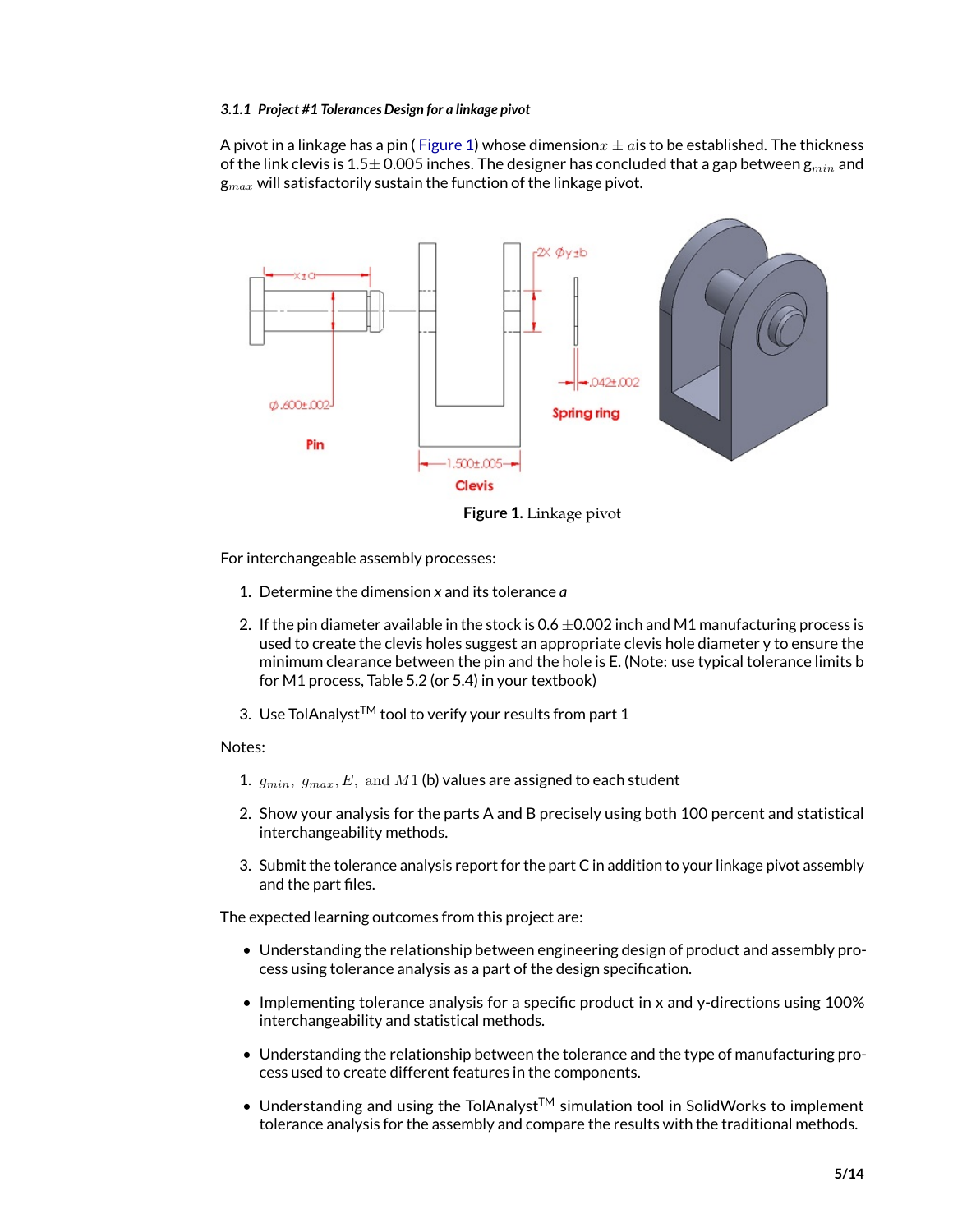#### 3.1.1 *Project #1 Tolerances Design for a linkage pivot*

A pivot in a linkage has a pin ( Figure 1) whose dimension$x \pm a$is to be established. The thickness of the link clevis is 1.5$\pm$ 0.005 inches. The designer has concluded that a gap between g$_{min}$ and g$_{max}$ will satisfactorily sustain the function of the linkage pivot.

**Figure 1.** Linkage pivot

For interchangeable assembly processes:

1. Determine the dimension *x* and its tolerance ***a***
2. If the pin diameter available in the stock is 0.6 $\pm$0.002 inch and M1 manufacturing process is used to create the clevis holes suggest an appropriate clevis hole diameter y to ensure the minimum clearance between the pin and the hole is E. (Note: use typical tolerance limits b for M1 process, Table 5.2 (or 5.4) in your textbook)
3. Use TolAnalyst™ tool to verify your results from part 1

Notes:

1. $g_{min},\ g_{max}, E,\ \text{and}\ M1$ (b) values are assigned to each student
2. Show your analysis for the parts A and B precisely using both 100 percent and statistical interchangeability methods.
3. Submit the tolerance analysis report for the part C in addition to your linkage pivot assembly and the part files.

The expected learning outcomes from this project are:

- Understanding the relationship between engineering design of product and assembly process using tolerance analysis as a part of the design specification.
- Implementing tolerance analysis for a specific product in x and y-directions using 100% interchangeability and statistical methods.
- Understanding the relationship between the tolerance and the type of manufacturing process used to create different features in the components.
- Understanding and using the TolAnalyst™ simulation tool in SolidWorks to implement tolerance analysis for the assembly and compare the results with the traditional methods.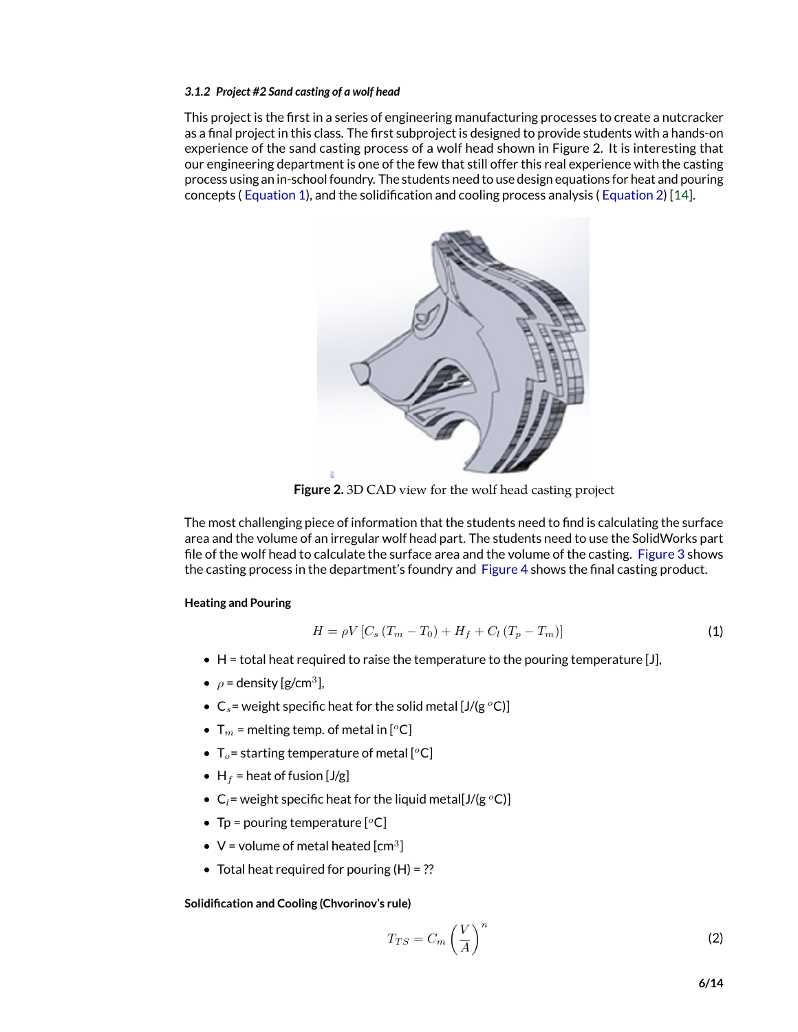#### 3.1.2 Project #2 Sand casting of a wolf head

This project is the first in a series of engineering manufacturing processes to create a nutcracker as a final project in this class. The first subproject is designed to provide students with a hands-on experience of the sand casting process of a wolf head shown in Figure 2. It is interesting that our engineering department is one of the few that still offer this real experience with the casting process using an in-school foundry. The students need to use design equations for heat and pouring concepts ( Equation 1), and the solidification and cooling process analysis ( Equation 2) [14].

**Figure 2.** 3D CAD view for the wolf head casting project

The most challenging piece of information that the students need to find is calculating the surface area and the volume of an irregular wolf head part. The students need to use the SolidWorks part file of the wolf head to calculate the surface area and the volume of the casting. Figure 3 shows the casting process in the department's foundry and Figure 4 shows the final casting product.

**Heating and Pouring**

$$H = \rho V \left[ C_s \left( T_m - T_0 \right) + H_f + C_l \left( T_p - T_m \right) \right] \tag{1}$$

- H = total heat required to raise the temperature to the pouring temperature [J],
- $\rho$ = density [g/cm$^3$],
- $C_s$= weight specific heat for the solid metal [J/(g $^o$C)]
- $T_m$ = melting temp. of metal in [$^o$C]
- $T_o$= starting temperature of metal [$^o$C]
- $H_f$ = heat of fusion [J/g]
- $C_l$= weight specific heat for the liquid metal[J/(g $^o$C)]
- Tp = pouring temperature [$^o$C]
- V = volume of metal heated [cm$^3$]
- Total heat required for pouring (H) = ??

**Solidification and Cooling (Chvorinov's rule)**

$$T_{TS} = C_m \left( \frac{V}{A} \right)^n \tag{2}$$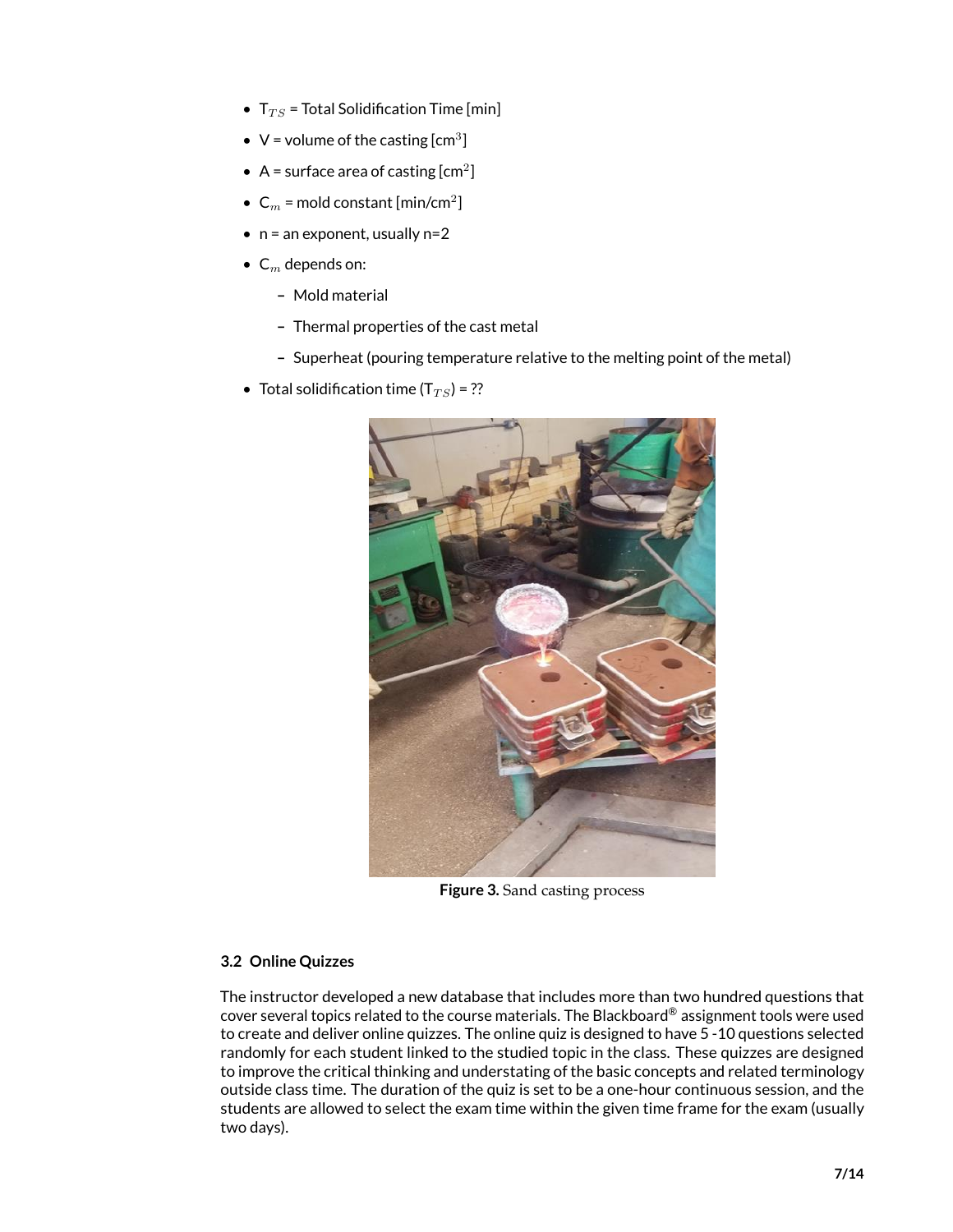- $T_{TS}$ = Total Solidification Time [min]
- V = volume of the casting [$cm^3$]
- A = surface area of casting [$cm^2$]
- $C_m$ = mold constant [min/$cm^2$]
- n = an exponent, usually n=2
- $C_m$ depends on:
  - Mold material
  - Thermal properties of the cast metal
  - Superheat (pouring temperature relative to the melting point of the metal)
- Total solidification time ($T_{TS}$) = ??

**Figure 3.** Sand casting process

### 3.2 Online Quizzes

The instructor developed a new database that includes more than two hundred questions that cover several topics related to the course materials. The Blackboard® assignment tools were used to create and deliver online quizzes. The online quiz is designed to have 5 -10 questions selected randomly for each student linked to the studied topic in the class. These quizzes are designed to improve the critical thinking and understating of the basic concepts and related terminology outside class time. The duration of the quiz is set to be a one-hour continuous session, and the students are allowed to select the exam time within the given time frame for the exam (usually two days).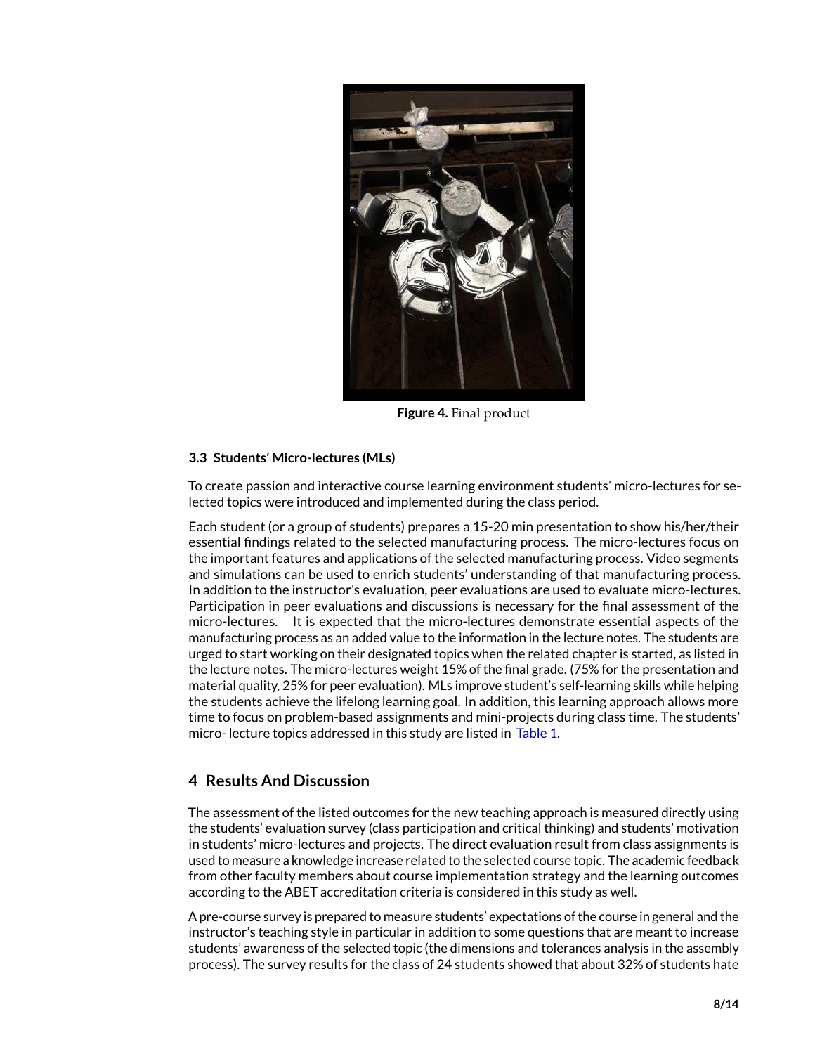Figure 4. Final product

### 3.3 Students' Micro-lectures (MLs)

To create passion and interactive course learning environment students' micro-lectures for selected topics were introduced and implemented during the class period.

Each student (or a group of students) prepares a 15-20 min presentation to show his/her/their essential findings related to the selected manufacturing process. The micro-lectures focus on the important features and applications of the selected manufacturing process. Video segments and simulations can be used to enrich students' understanding of that manufacturing process. In addition to the instructor's evaluation, peer evaluations are used to evaluate micro-lectures. Participation in peer evaluations and discussions is necessary for the final assessment of the micro-lectures. It is expected that the micro-lectures demonstrate essential aspects of the manufacturing process as an added value to the information in the lecture notes. The students are urged to start working on their designated topics when the related chapter is started, as listed in the lecture notes. The micro-lectures weight 15% of the final grade. (75% for the presentation and material quality, 25% for peer evaluation). MLs improve student's self-learning skills while helping the students achieve the lifelong learning goal. In addition, this learning approach allows more time to focus on problem-based assignments and mini-projects during class time. The students' micro- lecture topics addressed in this study are listed in Table 1.

## 4 Results And Discussion

The assessment of the listed outcomes for the new teaching approach is measured directly using the students' evaluation survey (class participation and critical thinking) and students' motivation in students' micro-lectures and projects. The direct evaluation result from class assignments is used to measure a knowledge increase related to the selected course topic. The academic feedback from other faculty members about course implementation strategy and the learning outcomes according to the ABET accreditation criteria is considered in this study as well.

A pre-course survey is prepared to measure students' expectations of the course in general and the instructor's teaching style in particular in addition to some questions that are meant to increase students' awareness of the selected topic (the dimensions and tolerances analysis in the assembly process). The survey results for the class of 24 students showed that about 32% of students hate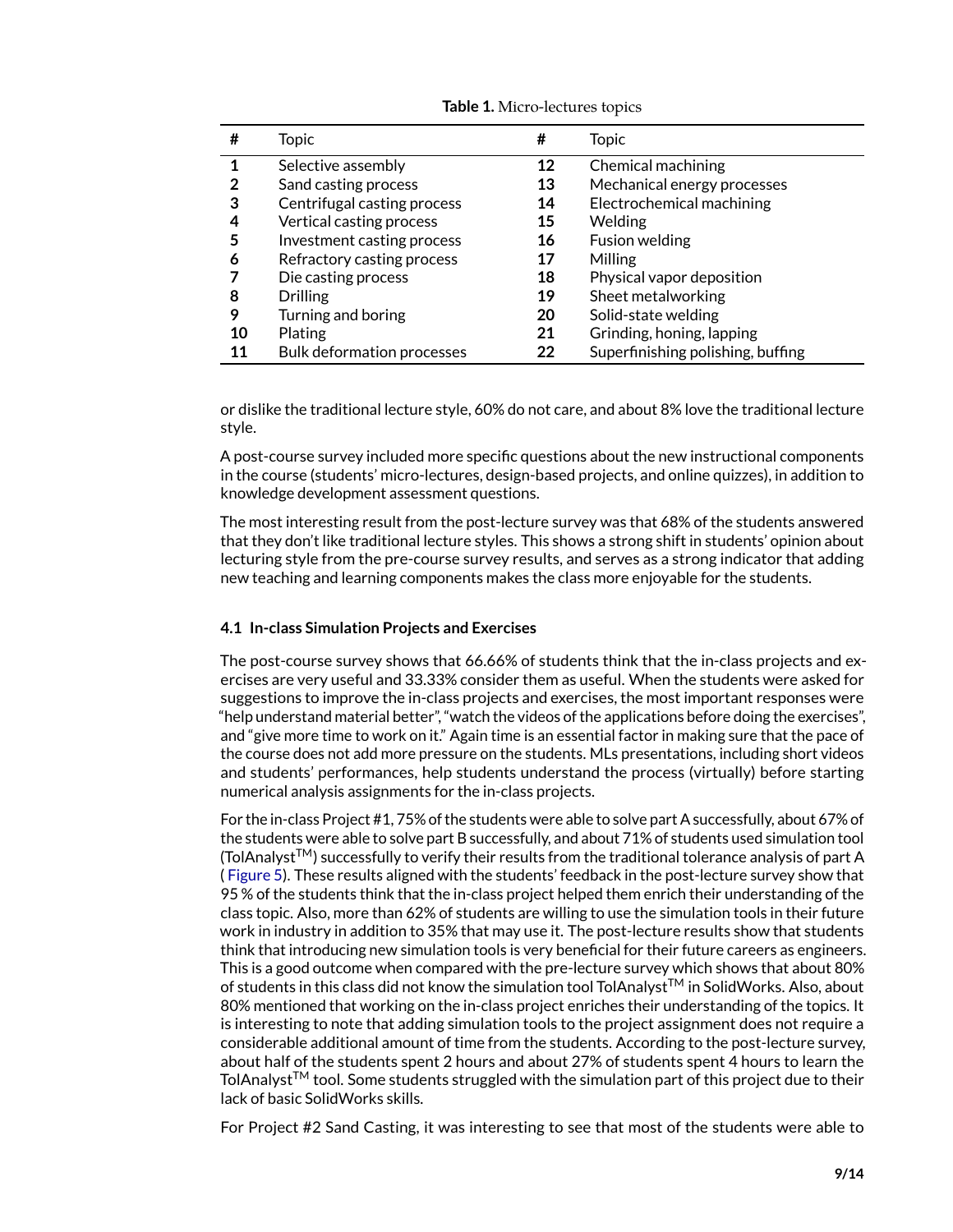**Table 1.** Micro-lectures topics

| # | Topic | # | Topic |
|---|---|---|---|
| **1** | Selective assembly | **12** | Chemical machining |
| **2** | Sand casting process | **13** | Mechanical energy processes |
| **3** | Centrifugal casting process | **14** | Electrochemical machining |
| **4** | Vertical casting process | **15** | Welding |
| **5** | Investment casting process | **16** | Fusion welding |
| **6** | Refractory casting process | **17** | Milling |
| **7** | Die casting process | **18** | Physical vapor deposition |
| **8** | Drilling | **19** | Sheet metalworking |
| **9** | Turning and boring | **20** | Solid-state welding |
| **10** | Plating | **21** | Grinding, honing, lapping |
| **11** | Bulk deformation processes | **22** | Superfinishing polishing, buffing |

or dislike the traditional lecture style, 60% do not care, and about 8% love the traditional lecture style.

A post-course survey included more specific questions about the new instructional components in the course (students' micro-lectures, design-based projects, and online quizzes), in addition to knowledge development assessment questions.

The most interesting result from the post-lecture survey was that 68% of the students answered that they don't like traditional lecture styles. This shows a strong shift in students' opinion about lecturing style from the pre-course survey results, and serves as a strong indicator that adding new teaching and learning components makes the class more enjoyable for the students.

### 4.1 In-class Simulation Projects and Exercises

The post-course survey shows that 66.66% of students think that the in-class projects and exercises are very useful and 33.33% consider them as useful. When the students were asked for suggestions to improve the in-class projects and exercises, the most important responses were "help understand material better", "watch the videos of the applications before doing the exercises", and "give more time to work on it." Again time is an essential factor in making sure that the pace of the course does not add more pressure on the students. MLs presentations, including short videos and students' performances, help students understand the process (virtually) before starting numerical analysis assignments for the in-class projects.

For the in-class Project #1, 75% of the students were able to solve part A successfully, about 67% of the students were able to solve part B successfully, and about 71% of students used simulation tool (TolAnalyst™) successfully to verify their results from the traditional tolerance analysis of part A ( Figure 5). These results aligned with the students' feedback in the post-lecture survey show that 95 % of the students think that the in-class project helped them enrich their understanding of the class topic. Also, more than 62% of students are willing to use the simulation tools in their future work in industry in addition to 35% that may use it. The post-lecture results show that students think that introducing new simulation tools is very beneficial for their future careers as engineers. This is a good outcome when compared with the pre-lecture survey which shows that about 80% of students in this class did not know the simulation tool TolAnalyst™ in SolidWorks. Also, about 80% mentioned that working on the in-class project enriches their understanding of the topics. It is interesting to note that adding simulation tools to the project assignment does not require a considerable additional amount of time from the students. According to the post-lecture survey, about half of the students spent 2 hours and about 27% of students spent 4 hours to learn the TolAnalyst™ tool. Some students struggled with the simulation part of this project due to their lack of basic SolidWorks skills.

For Project #2 Sand Casting, it was interesting to see that most of the students were able to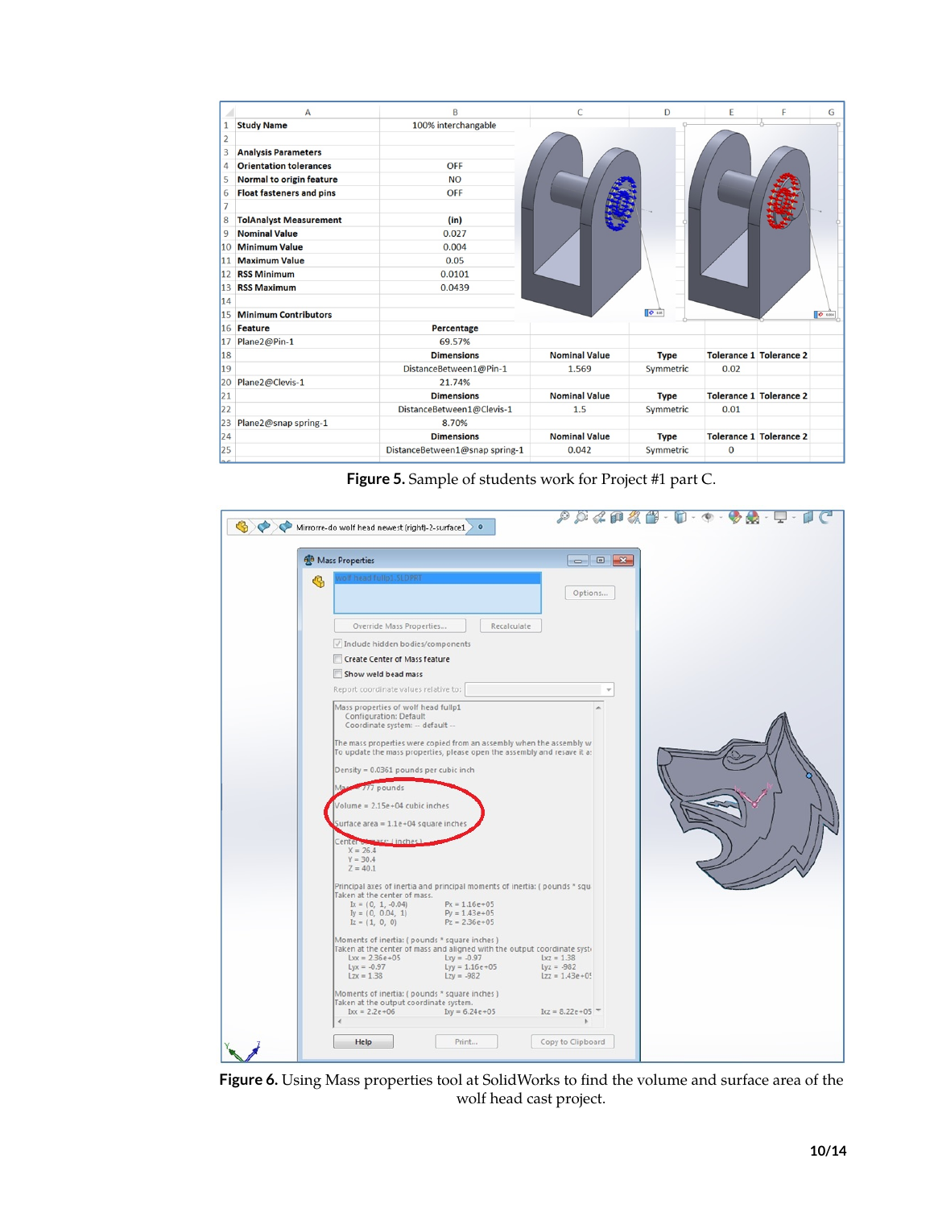|   | A | B | C | D | E | F | G |
|---|---|---|---|---|---|---|---|
| 1 | Study Name | 100% interchangable | | | | | |
| 2 | | | | | | | |
| 3 | Analysis Parameters | | | | | | |
| 4 | Orientation tolerances | OFF | | | | | |
| 5 | Normal to origin feature | NO | | | | | |
| 6 | Float fasteners and pins | OFF | | | | | |
| 7 | | | | | | | |
| 8 | TolAnalyst Measurement | (in) | | | | | |
| 9 | Nominal Value | 0.027 | | | | | |
| 10 | Minimum Value | 0.004 | | | | | |
| 11 | Maximum Value | 0.05 | | | | | |
| 12 | RSS Minimum | 0.0101 | | | | | |
| 13 | RSS Maximum | 0.0439 | | | | | |
| 14 | | | | | | | |
| 15 | Minimum Contributors | | | | | | |
| 16 | Feature | Percentage | | | | | |
| 17 | Plane2@Pin-1 | 69.57% | | | | | |
| 18 | | Dimensions | Nominal Value | Type | Tolerance 1 | Tolerance 2 | |
| 19 | | DistanceBetween1@Pin-1 | 1.569 | Symmetric | 0.02 | | |
| 20 | Plane2@Clevis-1 | 21.74% | | | | | |
| 21 | | Dimensions | Nominal Value | Type | Tolerance 1 | Tolerance 2 | |
| 22 | | DistanceBetween1@Clevis-1 | 1.5 | Symmetric | 0.01 | | |
| 23 | Plane2@snap spring-1 | 8.70% | | | | | |
| 24 | | Dimensions | Nominal Value | Type | Tolerance 1 | Tolerance 2 | |
| 25 | | DistanceBetween1@snap spring-1 | 0.042 | Symmetric | 0 | | |

**Figure 5.** Sample of students work for Project #1 part C.

**Figure 6.** Using Mass properties tool at SolidWorks to find the volume and surface area of the wolf head cast project.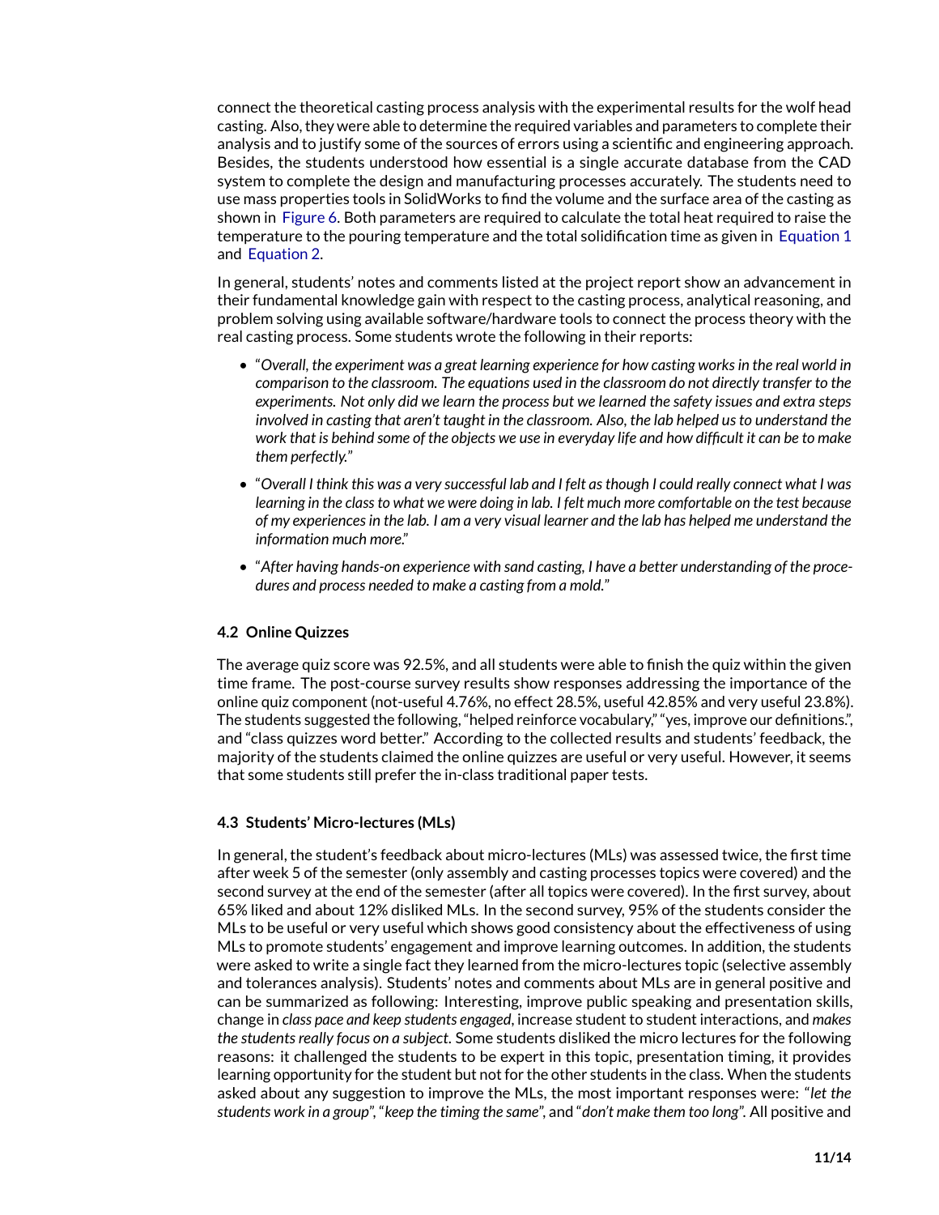connect the theoretical casting process analysis with the experimental results for the wolf head casting. Also, they were able to determine the required variables and parameters to complete their analysis and to justify some of the sources of errors using a scientific and engineering approach. Besides, the students understood how essential is a single accurate database from the CAD system to complete the design and manufacturing processes accurately. The students need to use mass properties tools in SolidWorks to find the volume and the surface area of the casting as shown in Figure 6. Both parameters are required to calculate the total heat required to raise the temperature to the pouring temperature and the total solidification time as given in Equation 1 and Equation 2.

In general, students' notes and comments listed at the project report show an advancement in their fundamental knowledge gain with respect to the casting process, analytical reasoning, and problem solving using available software/hardware tools to connect the process theory with the real casting process. Some students wrote the following in their reports:

- "*Overall, the experiment was a great learning experience for how casting works in the real world in comparison to the classroom. The equations used in the classroom do not directly transfer to the experiments. Not only did we learn the process but we learned the safety issues and extra steps involved in casting that aren't taught in the classroom. Also, the lab helped us to understand the work that is behind some of the objects we use in everyday life and how difficult it can be to make them perfectly.*"
- "*Overall I think this was a very successful lab and I felt as though I could really connect what I was learning in the class to what we were doing in lab. I felt much more comfortable on the test because of my experiences in the lab. I am a very visual learner and the lab has helped me understand the information much more.*"
- "*After having hands-on experience with sand casting, I have a better understanding of the procedures and process needed to make a casting from a mold.*"

### 4.2 Online Quizzes

The average quiz score was 92.5%, and all students were able to finish the quiz within the given time frame. The post-course survey results show responses addressing the importance of the online quiz component (not-useful 4.76%, no effect 28.5%, useful 42.85% and very useful 23.8%). The students suggested the following, "helped reinforce vocabulary," "yes, improve our definitions.", and "class quizzes word better." According to the collected results and students' feedback, the majority of the students claimed the online quizzes are useful or very useful. However, it seems that some students still prefer the in-class traditional paper tests.

### 4.3 Students' Micro-lectures (MLs)

In general, the student's feedback about micro-lectures (MLs) was assessed twice, the first time after week 5 of the semester (only assembly and casting processes topics were covered) and the second survey at the end of the semester (after all topics were covered). In the first survey, about 65% liked and about 12% disliked MLs. In the second survey, 95% of the students consider the MLs to be useful or very useful which shows good consistency about the effectiveness of using MLs to promote students' engagement and improve learning outcomes. In addition, the students were asked to write a single fact they learned from the micro-lectures topic (selective assembly and tolerances analysis). Students' notes and comments about MLs are in general positive and can be summarized as following: Interesting, improve public speaking and presentation skills, change in *class pace and keep students engaged*, increase student to student interactions, and *makes the students really focus on a subject*. Some students disliked the micro lectures for the following reasons: it challenged the students to be expert in this topic, presentation timing, it provides learning opportunity for the student but not for the other students in the class. When the students asked about any suggestion to improve the MLs, the most important responses were: "*let the students work in a group*", "*keep the timing the same*", and "*don't make them too long*". All positive and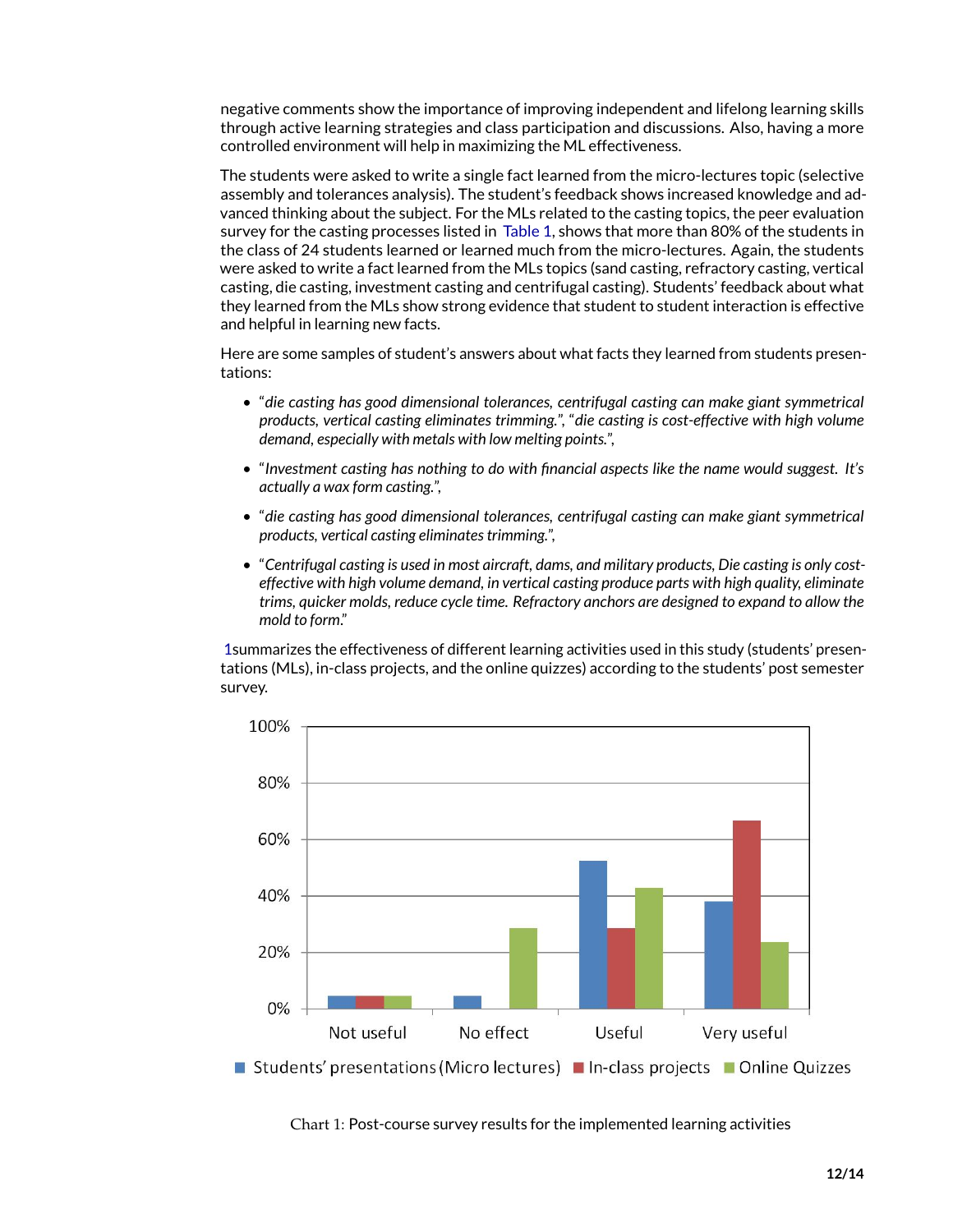negative comments show the importance of improving independent and lifelong learning skills through active learning strategies and class participation and discussions. Also, having a more controlled environment will help in maximizing the ML effectiveness.

The students were asked to write a single fact learned from the micro-lectures topic (selective assembly and tolerances analysis). The student's feedback shows increased knowledge and advanced thinking about the subject. For the MLs related to the casting topics, the peer evaluation survey for the casting processes listed in Table 1, shows that more than 80% of the students in the class of 24 students learned or learned much from the micro-lectures. Again, the students were asked to write a fact learned from the MLs topics (sand casting, refractory casting, vertical casting, die casting, investment casting and centrifugal casting). Students' feedback about what they learned from the MLs show strong evidence that student to student interaction is effective and helpful in learning new facts.

Here are some samples of student's answers about what facts they learned from students presentations:

- "*die casting has good dimensional tolerances, centrifugal casting can make giant symmetrical products, vertical casting eliminates trimming.*", "*die casting is cost-effective with high volume demand, especially with metals with low melting points.*",
- "*Investment casting has nothing to do with financial aspects like the name would suggest. It's actually a wax form casting.*",
- "*die casting has good dimensional tolerances, centrifugal casting can make giant symmetrical products, vertical casting eliminates trimming.*",
- "*Centrifugal casting is used in most aircraft, dams, and military products, Die casting is only cost-effective with high volume demand, in vertical casting produce parts with high quality, eliminate trims, quicker molds, reduce cycle time. Refractory anchors are designed to expand to allow the mold to form.*"

1summarizes the effectiveness of different learning activities used in this study (students' presentations (MLs), in-class projects, and the online quizzes) according to the students' post semester survey.

| | Not useful | No effect | Useful | Very useful |
|---|---|---|---|---|
| Students' presentations (Micro lectures) | ~5% | ~5% | ~52% | ~38% |
| In-class projects | ~5% | 0% | ~29% | ~67% |
| Online Quizzes | ~5% | ~29% | ~43% | ~24% |

Chart 1: Post-course survey results for the implemented learning activities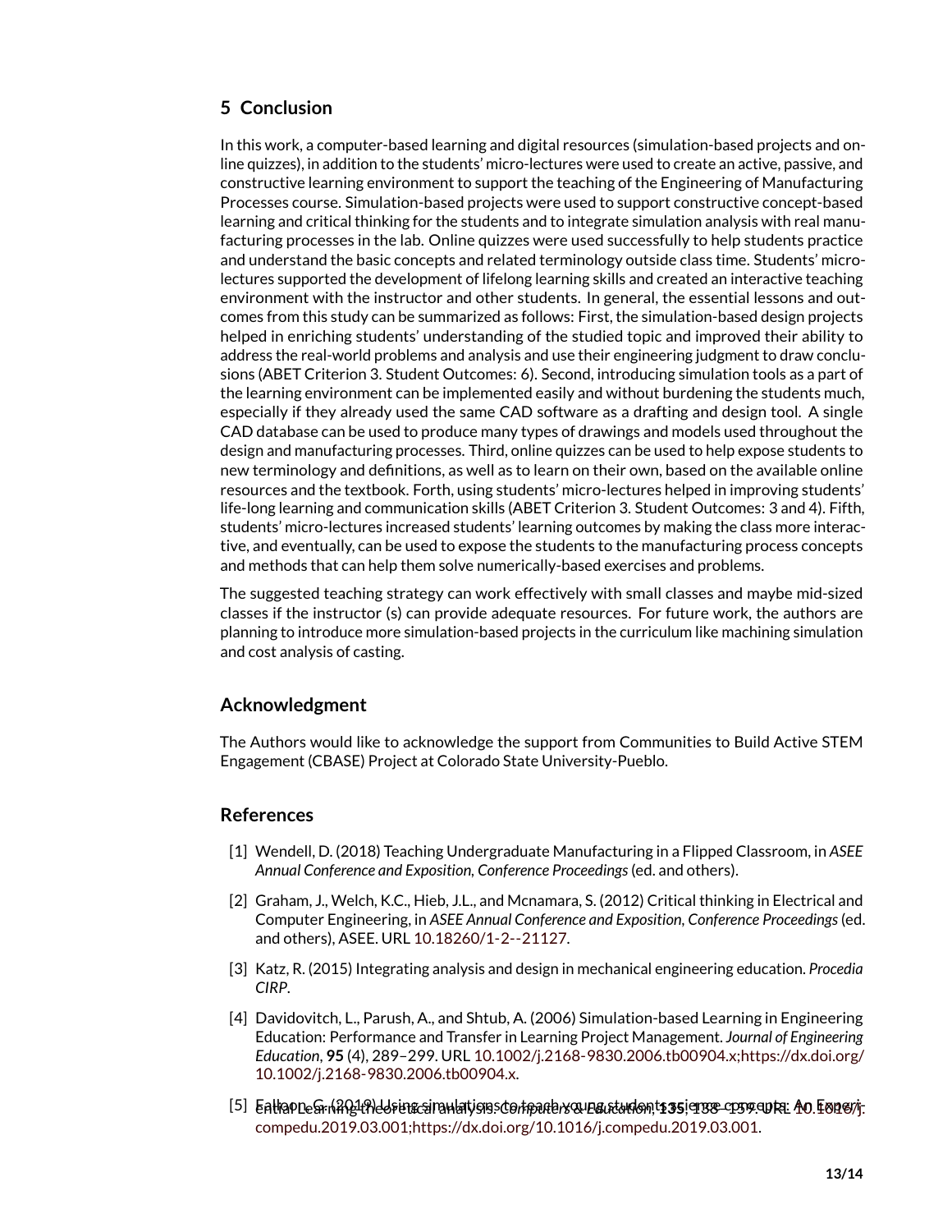## 5 Conclusion

In this work, a computer-based learning and digital resources (simulation-based projects and online quizzes), in addition to the students' micro-lectures were used to create an active, passive, and constructive learning environment to support the teaching of the Engineering of Manufacturing Processes course. Simulation-based projects were used to support constructive concept-based learning and critical thinking for the students and to integrate simulation analysis with real manufacturing processes in the lab. Online quizzes were used successfully to help students practice and understand the basic concepts and related terminology outside class time. Students' micro-lectures supported the development of lifelong learning skills and created an interactive teaching environment with the instructor and other students. In general, the essential lessons and outcomes from this study can be summarized as follows: First, the simulation-based design projects helped in enriching students' understanding of the studied topic and improved their ability to address the real-world problems and analysis and use their engineering judgment to draw conclusions (ABET Criterion 3. Student Outcomes: 6). Second, introducing simulation tools as a part of the learning environment can be implemented easily and without burdening the students much, especially if they already used the same CAD software as a drafting and design tool. A single CAD database can be used to produce many types of drawings and models used throughout the design and manufacturing processes. Third, online quizzes can be used to help expose students to new terminology and definitions, as well as to learn on their own, based on the available online resources and the textbook. Forth, using students' micro-lectures helped in improving students' life-long learning and communication skills (ABET Criterion 3. Student Outcomes: 3 and 4). Fifth, students' micro-lectures increased students' learning outcomes by making the class more interactive, and eventually, can be used to expose the students to the manufacturing process concepts and methods that can help them solve numerically-based exercises and problems.

The suggested teaching strategy can work effectively with small classes and maybe mid-sized classes if the instructor (s) can provide adequate resources. For future work, the authors are planning to introduce more simulation-based projects in the curriculum like machining simulation and cost analysis of casting.

## Acknowledgment

The Authors would like to acknowledge the support from Communities to Build Active STEM Engagement (CBASE) Project at Colorado State University-Pueblo.

## References

[1] Wendell, D. (2018) Teaching Undergraduate Manufacturing in a Flipped Classroom, in *ASEE Annual Conference and Exposition, Conference Proceedings* (ed. and others).

[2] Graham, J., Welch, K.C., Hieb, J.L., and Mcnamara, S. (2012) Critical thinking in Electrical and Computer Engineering, in *ASEE Annual Conference and Exposition, Conference Proceedings* (ed. and others), ASEE. URL 10.18260/1-2--21127.

[3] Katz, R. (2015) Integrating analysis and design in mechanical engineering education. *Procedia CIRP*.

[4] Davidovitch, L., Parush, A., and Shtub, A. (2006) Simulation-based Learning in Engineering Education: Performance and Transfer in Learning Project Management. *Journal of Engineering Education*, **95** (4), 289–299. URL 10.1002/j.2168-9830.2006.tb00904.x;https://dx.doi.org/10.1002/j.2168-9830.2006.tb00904.x.

[5] Fallon, G. (2019) Using simulations to teach young students science concepts: An Experiential Learning theoretical analysis. *Computers & Education*, **135**, 138–159. URL 10.1016/j.compedu.2019.03.001;https://dx.doi.org/10.1016/j.compedu.2019.03.001.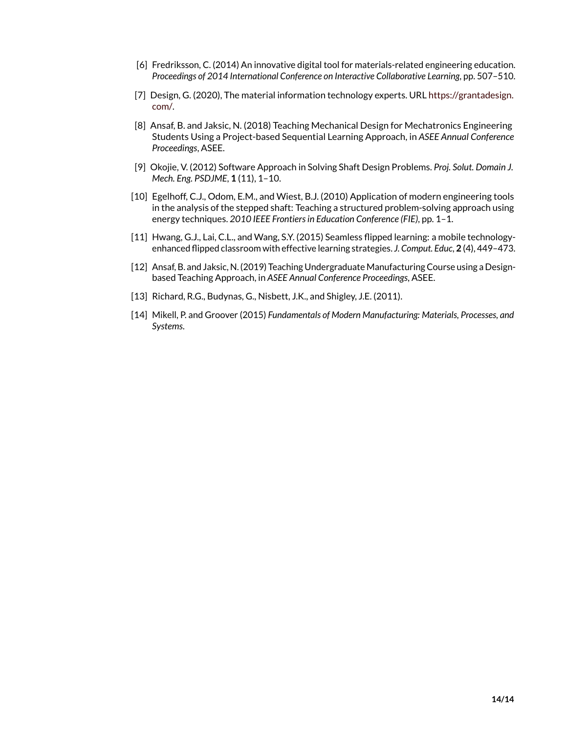[6] Fredriksson, C. (2014) An innovative digital tool for materials-related engineering education. *Proceedings of 2014 International Conference on Interactive Collaborative Learning*, pp. 507–510.

[7] Design, G. (2020), The material information technology experts. URL https://grantadesign.com/.

[8] Ansaf, B. and Jaksic, N. (2018) Teaching Mechanical Design for Mechatronics Engineering Students Using a Project-based Sequential Learning Approach, in *ASEE Annual Conference Proceedings*, ASEE.

[9] Okojie, V. (2012) Software Approach in Solving Shaft Design Problems. *Proj. Solut. Domain J. Mech. Eng. PSDJME*, **1** (11), 1–10.

[10] Egelhoff, C.J., Odom, E.M., and Wiest, B.J. (2010) Application of modern engineering tools in the analysis of the stepped shaft: Teaching a structured problem-solving approach using energy techniques. *2010 IEEE Frontiers in Education Conference (FIE)*, pp. 1–1.

[11] Hwang, G.J., Lai, C.L., and Wang, S.Y. (2015) Seamless flipped learning: a mobile technology-enhanced flipped classroom with effective learning strategies. *J. Comput. Educ*, **2** (4), 449–473.

[12] Ansaf, B. and Jaksic, N. (2019) Teaching Undergraduate Manufacturing Course using a Design-based Teaching Approach, in *ASEE Annual Conference Proceedings*, ASEE.

[13] Richard, R.G., Budynas, G., Nisbett, J.K., and Shigley, J.E. (2011).

[14] Mikell, P. and Groover (2015) *Fundamentals of Modern Manufacturing: Materials, Processes, and Systems*.